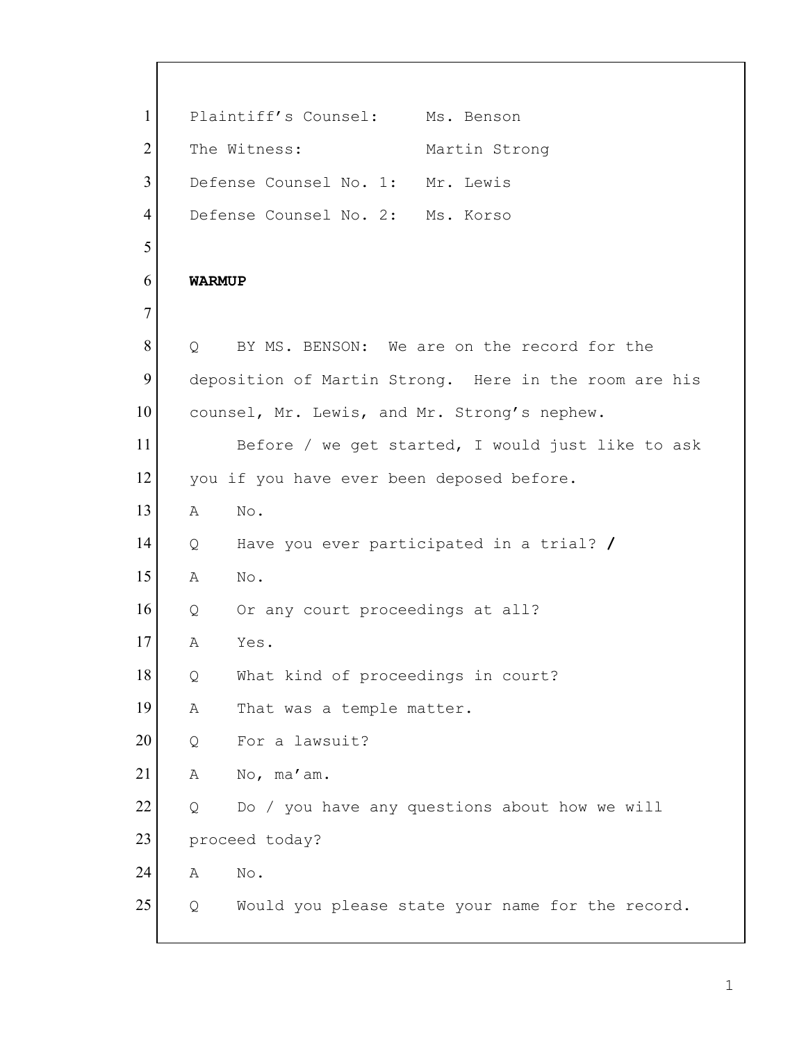Plaintiff's Counsel: Ms. Benson

The Witness: Martin Strong

Defense Counsel No. 1: Mr. Lewis

Defense Counsel No. 2: Ms. Korso

**WARMUP**

Q BY MS. BENSON: We are on the record for the deposition of Martin Strong. Here in the room are his counsel, Mr. Lewis, and Mr. Strong's nephew.

Before / we get started, I would just like to ask you if you have ever been deposed before.

A No.

Q Have you ever participated in a trial? **/**

A No.

Q Or any court proceedings at all?

A Yes.

Q What kind of proceedings in court?

A That was a temple matter.

Q For a lawsuit?

A No, ma'am.

Q Do / you have any questions about how we will proceed today?

A No.

Q Would you please state your name for the record.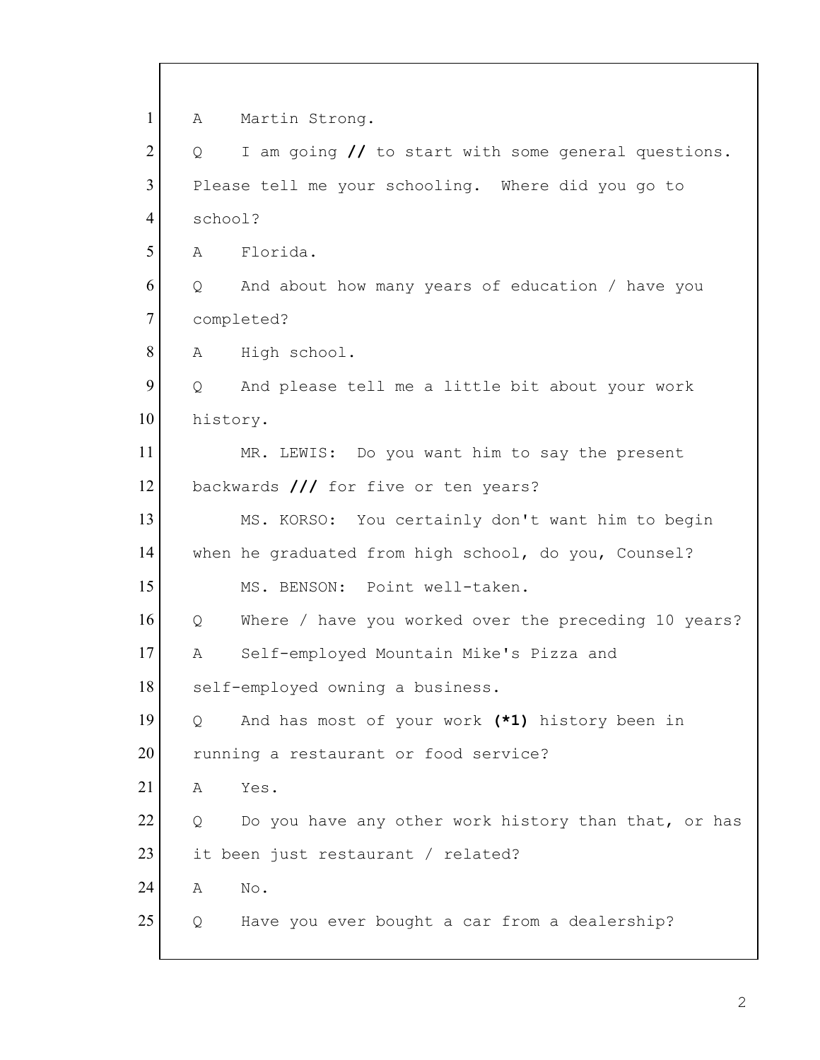1 A Martin Strong.

2 Q I am going // to start with some general questions.

3 Please tell me your schooling. Where did you go to

4 school?

5 A Florida.

6 Q And about how many years of education / have you

7 completed?

8 A High school.

9 Q And please tell me a little bit about your work

10 history.

11 MR. LEWIS: Do you want him to say the present

12 backwards /// for five or ten years?

13 MS. KORSO: You certainly don't want him to begin

14 when he graduated from high school, do you, Counsel?

15 MS. BENSON: Point well-taken.

16 Q Where / have you worked over the preceding 10 years?

17 A Self-employed Mountain Mike's Pizza and

18 self-employed owning a business.

19 Q And has most of your work **(*1)** history been in

20 running a restaurant or food service?

21 A Yes.

22 Q Do you have any other work history than that, or has

23 it been just restaurant / related?

24 A No.

25 Q Have you ever bought a car from a dealership?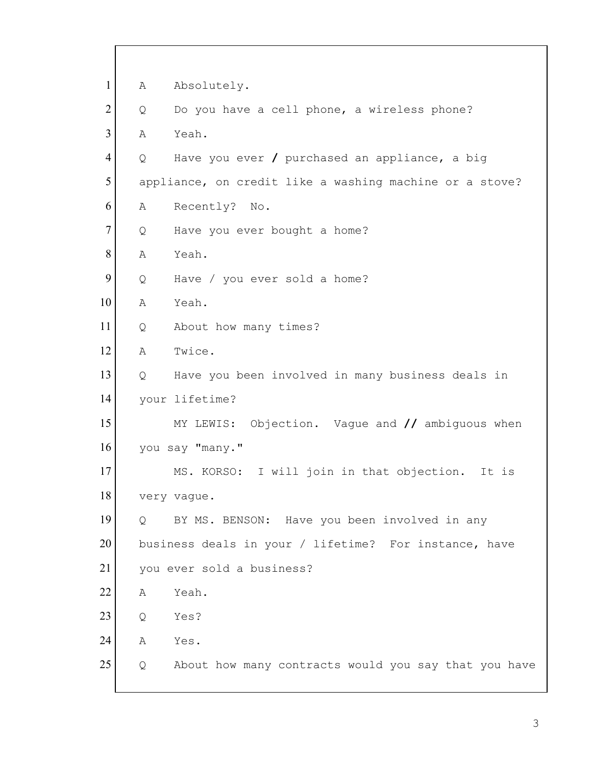1 A Absolutely.

2 Q Do you have a cell phone, a wireless phone?

3 A Yeah.

4 Q Have you ever / purchased an appliance, a big

5 appliance, on credit like a washing machine or a stove?

6 A Recently? No.

7 Q Have you ever bought a home?

8 A Yeah.

9 Q Have / you ever sold a home?

10 A Yeah.

11 Q About how many times?

12 A Twice.

13 Q Have you been involved in many business deals in

14 your lifetime?

15 MY LEWIS: Objection. Vague and // ambiguous when

16 you say "many."

17 MS. KORSO: I will join in that objection. It is

18 very vague.

19 Q BY MS. BENSON: Have you been involved in any

20 business deals in your / lifetime? For instance, have

21 you ever sold a business?

22 A Yeah.

23 Q Yes?

24 A Yes.

25 Q About how many contracts would you say that you have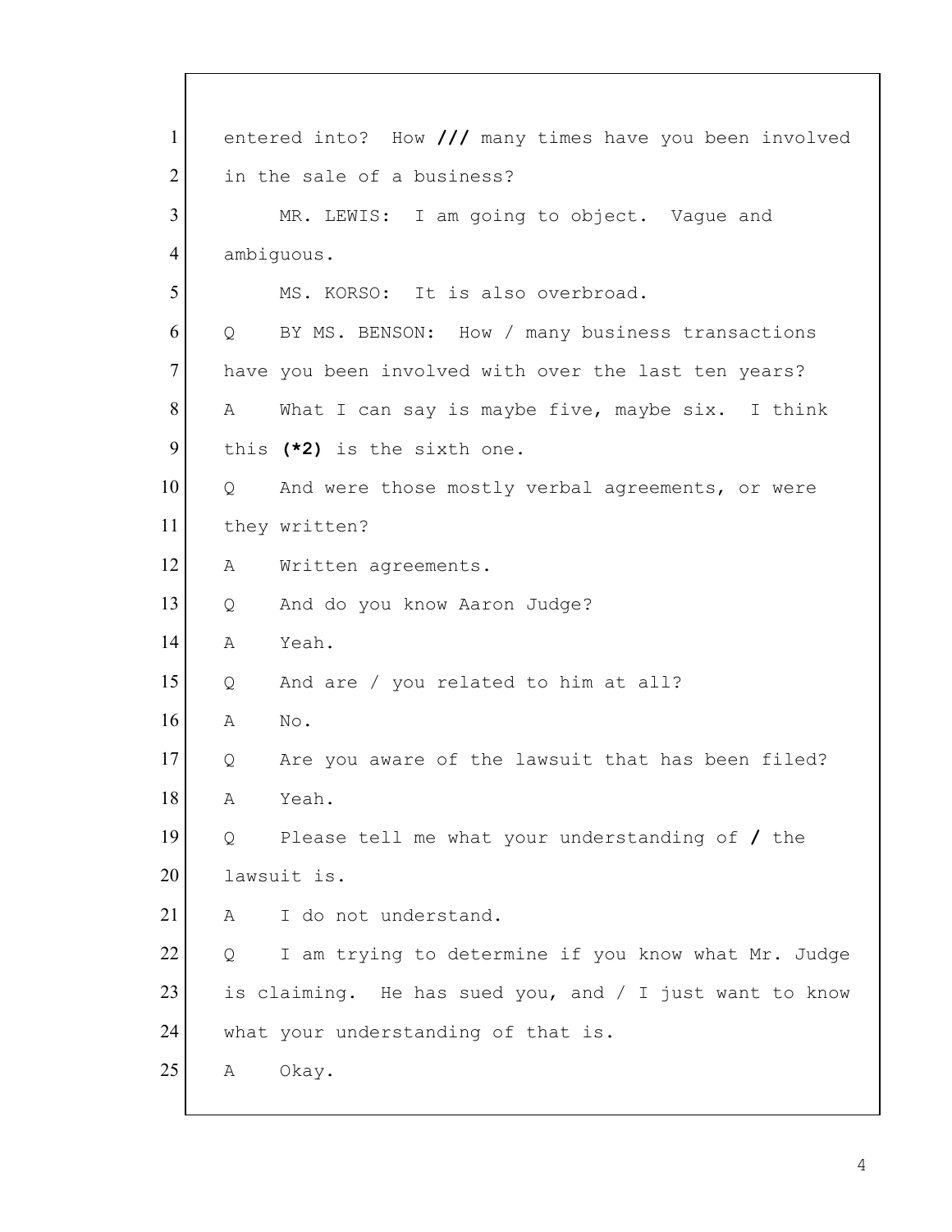1 entered into? How **///** many times have you been involved
2 in the sale of a business?
3 MR. LEWIS: I am going to object. Vague and
4 ambiguous.
5 MS. KORSO: It is also overbroad.
6 Q BY MS. BENSON: How / many business transactions
7 have you been involved with over the last ten years?
8 A What I can say is maybe five, maybe six. I think
9 this **(*2)** is the sixth one.
10 Q And were those mostly verbal agreements, or were
11 they written?
12 A Written agreements.
13 Q And do you know Aaron Judge?
14 A Yeah.
15 Q And are / you related to him at all?
16 A No.
17 Q Are you aware of the lawsuit that has been filed?
18 A Yeah.
19 Q Please tell me what your understanding of **/** the
20 lawsuit is.
21 A I do not understand.
22 Q I am trying to determine if you know what Mr. Judge
23 is claiming. He has sued you, and / I just want to know
24 what your understanding of that is.
25 A Okay.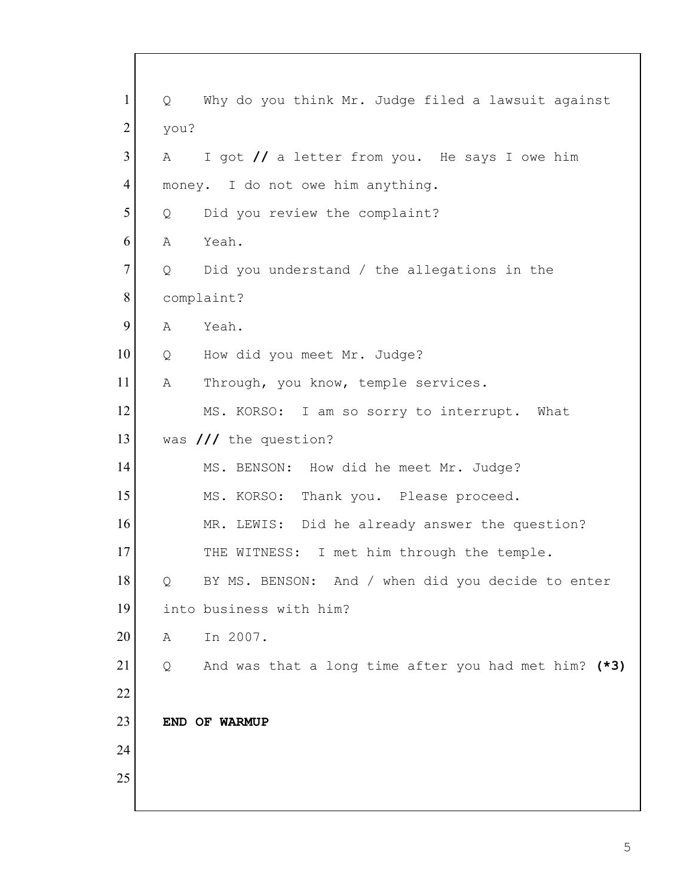1 Q Why do you think Mr. Judge filed a lawsuit against
2 you?
3 A I got **//** a letter from you. He says I owe him
4 money. I do not owe him anything.
5 Q Did you review the complaint?
6 A Yeah.
7 Q Did you understand / the allegations in the
8 complaint?
9 A Yeah.
10 Q How did you meet Mr. Judge?
11 A Through, you know, temple services.
12 MS. KORSO: I am so sorry to interrupt. What
13 was **///** the question?
14 MS. BENSON: How did he meet Mr. Judge?
15 MS. KORSO: Thank you. Please proceed.
16 MR. LEWIS: Did he already answer the question?
17 THE WITNESS: I met him through the temple.
18 Q BY MS. BENSON: And / when did you decide to enter
19 into business with him?
20 A In 2007.
21 Q And was that a long time after you had met him? **(*3)**
22
23 **END OF WARMUP**
24
25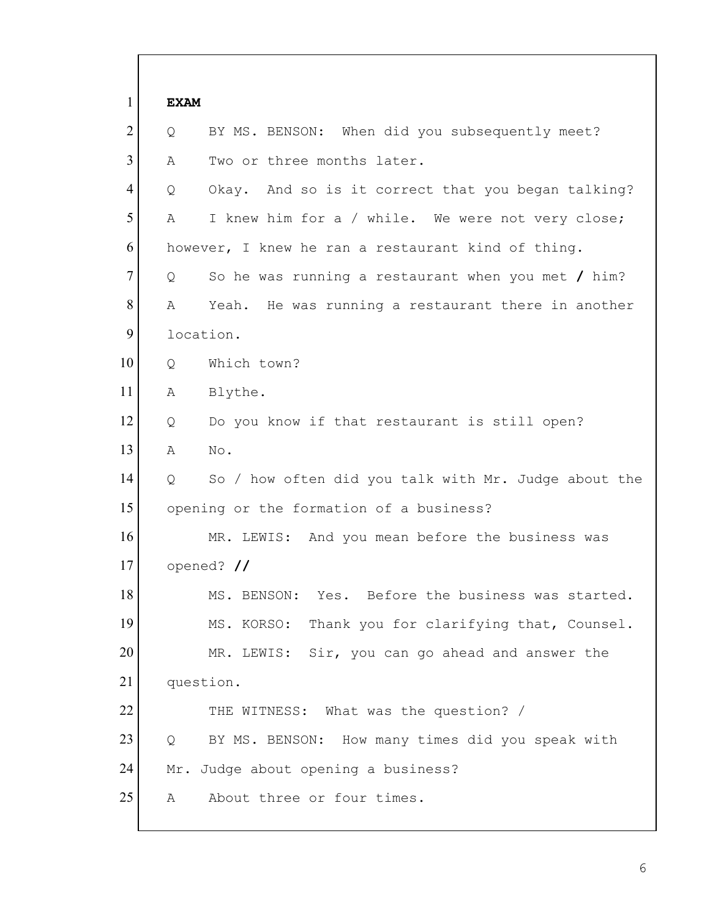**EXAM**

Q BY MS. BENSON: When did you subsequently meet?

A Two or three months later.

Q Okay. And so is it correct that you began talking?

A I knew him for a / while. We were not very close; however, I knew he ran a restaurant kind of thing.

Q So he was running a restaurant when you met **/** him?

A Yeah. He was running a restaurant there in another location.

Q Which town?

A Blythe.

Q Do you know if that restaurant is still open?

A No.

Q So / how often did you talk with Mr. Judge about the opening or the formation of a business?

MR. LEWIS: And you mean before the business was opened? **//**

MS. BENSON: Yes. Before the business was started.

MS. KORSO: Thank you for clarifying that, Counsel.

MR. LEWIS: Sir, you can go ahead and answer the question.

THE WITNESS: What was the question? /

Q BY MS. BENSON: How many times did you speak with Mr. Judge about opening a business?

A About three or four times.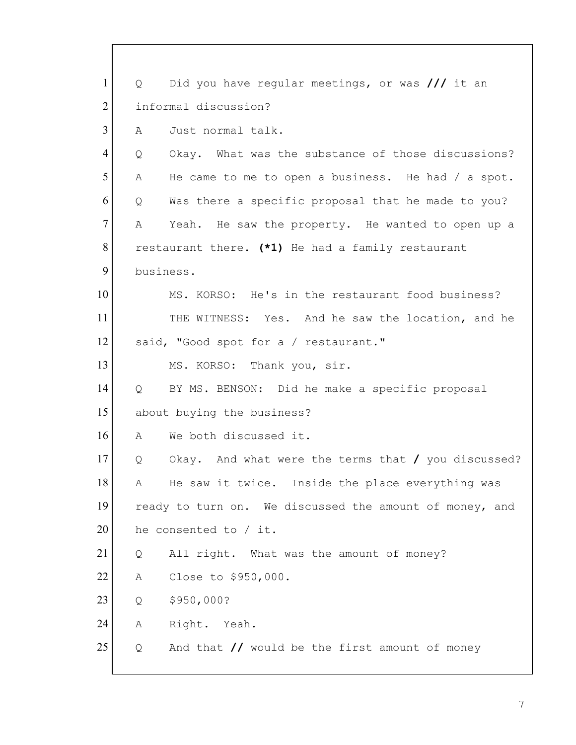1 Q Did you have regular meetings, or was **///** it an
2 informal discussion?
3 A Just normal talk.
4 Q Okay. What was the substance of those discussions?
5 A He came to me to open a business. He had / a spot.
6 Q Was there a specific proposal that he made to you?
7 A Yeah. He saw the property. He wanted to open up a
8 restaurant there. **(*1)** He had a family restaurant
9 business.
10 MS. KORSO: He's in the restaurant food business?
11 THE WITNESS: Yes. And he saw the location, and he
12 said, "Good spot for a / restaurant."
13 MS. KORSO: Thank you, sir.
14 Q BY MS. BENSON: Did he make a specific proposal
15 about buying the business?
16 A We both discussed it.
17 Q Okay. And what were the terms that **/** you discussed?
18 A He saw it twice. Inside the place everything was
19 ready to turn on. We discussed the amount of money, and
20 he consented to / it.
21 Q All right. What was the amount of money?
22 A Close to $950,000.
23 Q $950,000?
24 A Right. Yeah.
25 Q And that **//** would be the first amount of money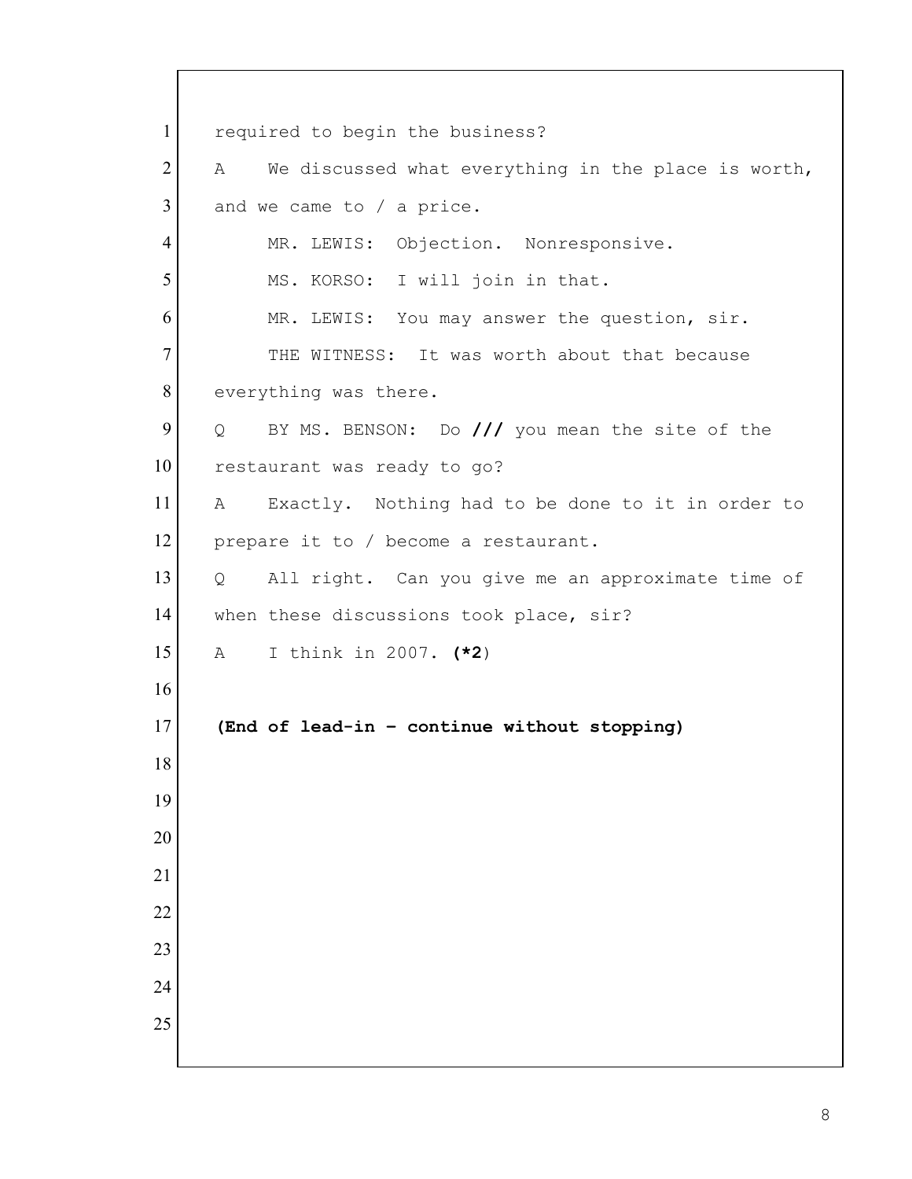required to begin the business?

A We discussed what everything in the place is worth, and we came to / a price.

MR. LEWIS: Objection. Nonresponsive.

MS. KORSO: I will join in that.

MR. LEWIS: You may answer the question, sir.

THE WITNESS: It was worth about that because everything was there.

Q BY MS. BENSON: Do **///** you mean the site of the restaurant was ready to go?

A Exactly. Nothing had to be done to it in order to prepare it to / become a restaurant.

Q All right. Can you give me an approximate time of when these discussions took place, sir?

A I think in 2007. (**\*2**)

**(End of lead-in - continue without stopping)**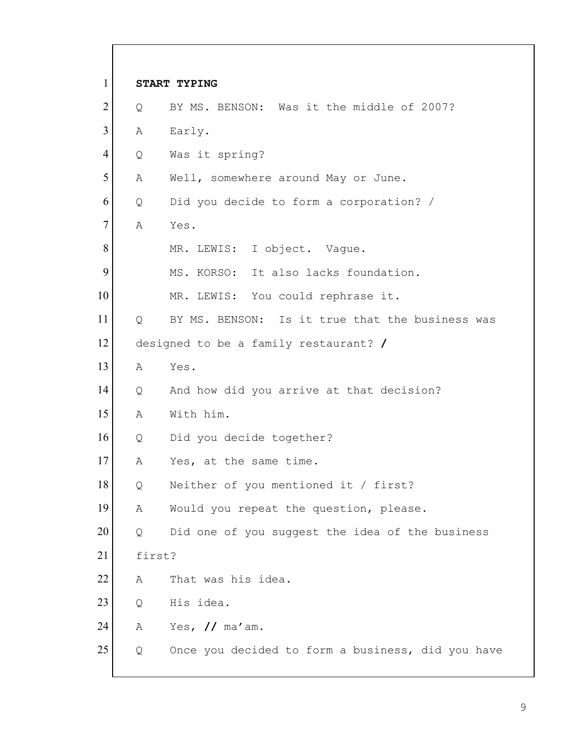**START TYPING**

Q BY MS. BENSON: Was it the middle of 2007?

A Early.

Q Was it spring?

A Well, somewhere around May or June.

Q Did you decide to form a corporation? /

A Yes.

MR. LEWIS: I object. Vague.

MS. KORSO: It also lacks foundation.

MR. LEWIS: You could rephrase it.

Q BY MS. BENSON: Is it true that the business was designed to be a family restaurant? **/**

A Yes.

Q And how did you arrive at that decision?

A With him.

Q Did you decide together?

A Yes, at the same time.

Q Neither of you mentioned it / first?

A Would you repeat the question, please.

Q Did one of you suggest the idea of the business first?

A That was his idea.

Q His idea.

A Yes, **//** ma'am.

Q Once you decided to form a business, did you have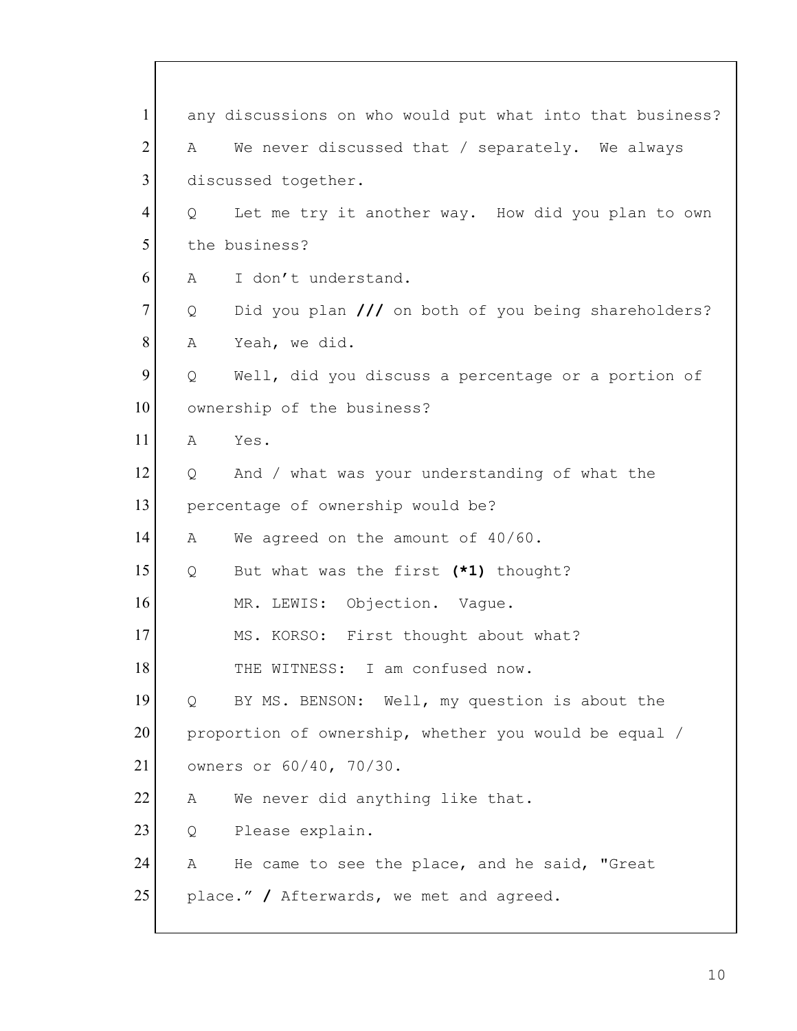1 any discussions on who would put what into that business?

2 A We never discussed that / separately. We always

3 discussed together.

4 Q Let me try it another way. How did you plan to own

5 the business?

6 A I don't understand.

7 Q Did you plan **///** on both of you being shareholders?

8 A Yeah, we did.

9 Q Well, did you discuss a percentage or a portion of

10 ownership of the business?

11 A Yes.

12 Q And / what was your understanding of what the

13 percentage of ownership would be?

14 A We agreed on the amount of 40/60.

15 Q But what was the first **(*1)** thought?

16 MR. LEWIS: Objection. Vague.

17 MS. KORSO: First thought about what?

18 THE WITNESS: I am confused now.

19 Q BY MS. BENSON: Well, my question is about the

20 proportion of ownership, whether you would be equal /

21 owners or 60/40, 70/30.

22 A We never did anything like that.

23 Q Please explain.

24 A He came to see the place, and he said, "Great

25 place." **/** Afterwards, we met and agreed.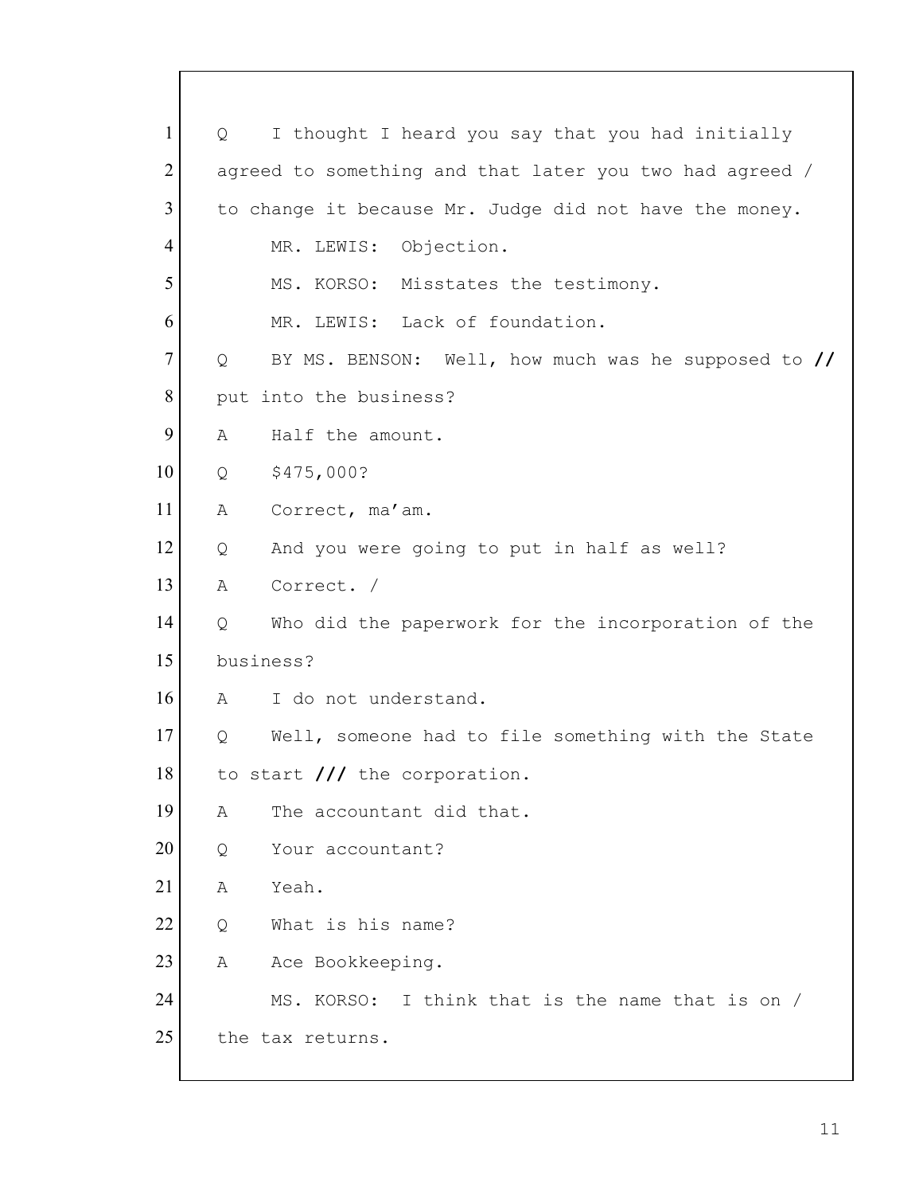1 Q I thought I heard you say that you had initially
2 agreed to something and that later you two had agreed /
3 to change it because Mr. Judge did not have the money.
4 MR. LEWIS: Objection.
5 MS. KORSO: Misstates the testimony.
6 MR. LEWIS: Lack of foundation.
7 Q BY MS. BENSON: Well, how much was he supposed to **//**
8 put into the business?
9 A Half the amount.
10 Q $475,000?
11 A Correct, ma'am.
12 Q And you were going to put in half as well?
13 A Correct. /
14 Q Who did the paperwork for the incorporation of the
15 business?
16 A I do not understand.
17 Q Well, someone had to file something with the State
18 to start **///** the corporation.
19 A The accountant did that.
20 Q Your accountant?
21 A Yeah.
22 Q What is his name?
23 A Ace Bookkeeping.
24 MS. KORSO: I think that is the name that is on /
25 the tax returns.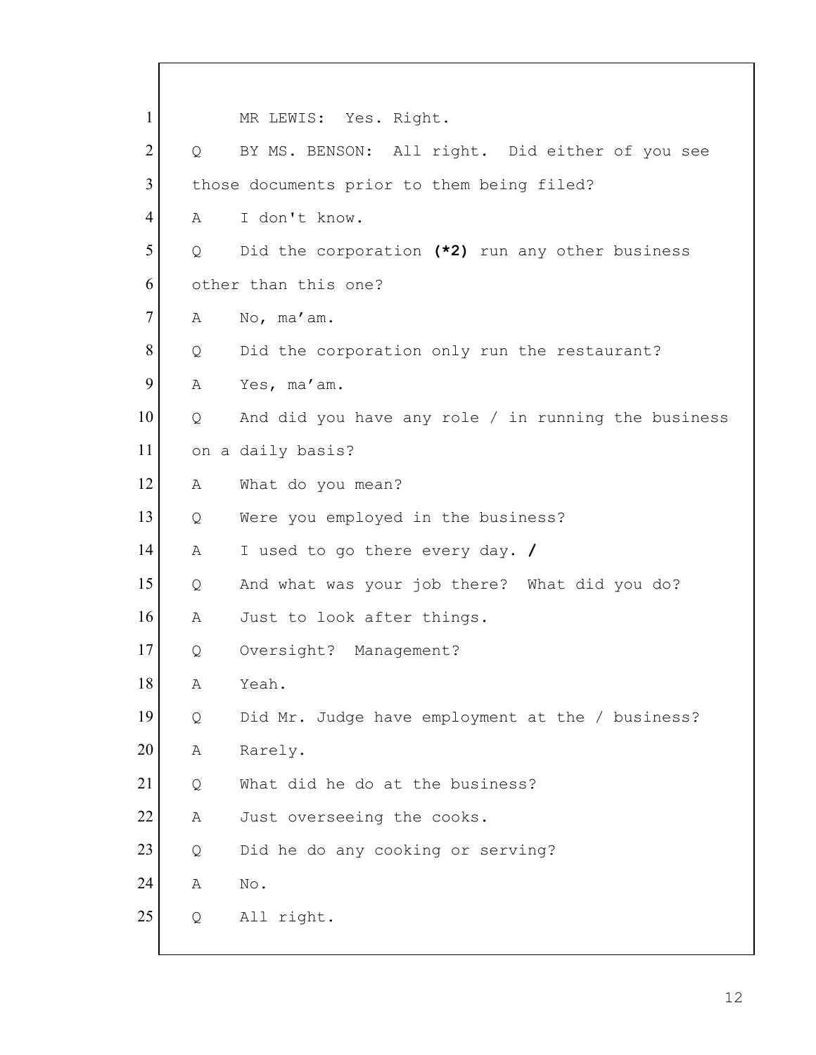1 MR LEWIS: Yes. Right.

2 Q BY MS. BENSON: All right. Did either of you see

3 those documents prior to them being filed?

4 A I don't know.

5 Q Did the corporation **(*2)** run any other business

6 other than this one?

7 A No, ma'am.

8 Q Did the corporation only run the restaurant?

9 A Yes, ma'am.

10 Q And did you have any role / in running the business

11 on a daily basis?

12 A What do you mean?

13 Q Were you employed in the business?

14 A I used to go there every day. **/**

15 Q And what was your job there? What did you do?

16 A Just to look after things.

17 Q Oversight? Management?

18 A Yeah.

19 Q Did Mr. Judge have employment at the / business?

20 A Rarely.

21 Q What did he do at the business?

22 A Just overseeing the cooks.

23 Q Did he do any cooking or serving?

24 A No.

25 Q All right.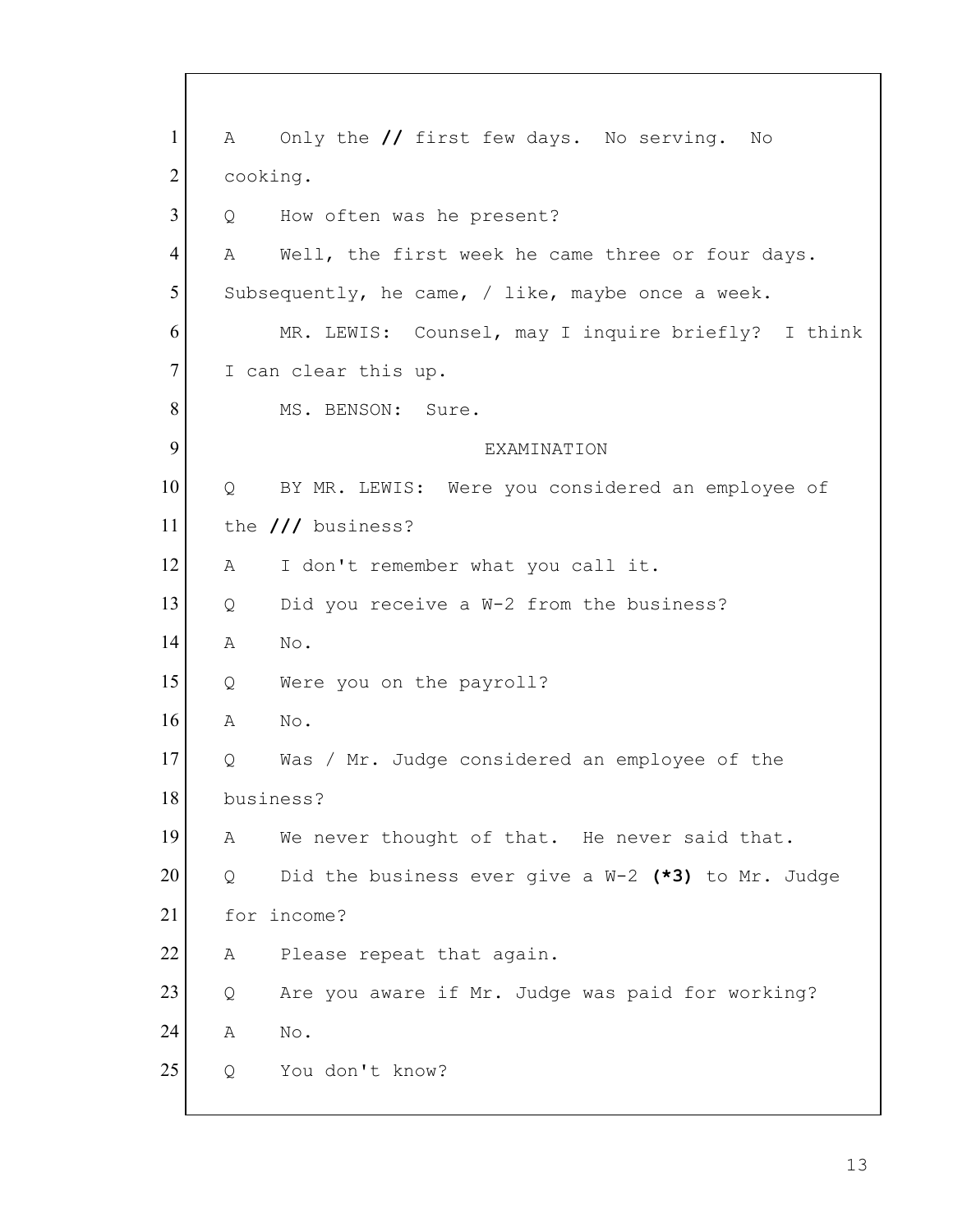1 A Only the **//** first few days. No serving. No
2 cooking.
3 Q How often was he present?
4 A Well, the first week he came three or four days.
5 Subsequently, he came, / like, maybe once a week.
6 MR. LEWIS: Counsel, may I inquire briefly? I think
7 I can clear this up.
8 MS. BENSON: Sure.
9 EXAMINATION
10 Q BY MR. LEWIS: Were you considered an employee of
11 the **///** business?
12 A I don't remember what you call it.
13 Q Did you receive a W-2 from the business?
14 A No.
15 Q Were you on the payroll?
16 A No.
17 Q Was / Mr. Judge considered an employee of the
18 business?
19 A We never thought of that. He never said that.
20 Q Did the business ever give a W-2 **(*3)** to Mr. Judge
21 for income?
22 A Please repeat that again.
23 Q Are you aware if Mr. Judge was paid for working?
24 A No.
25 Q You don't know?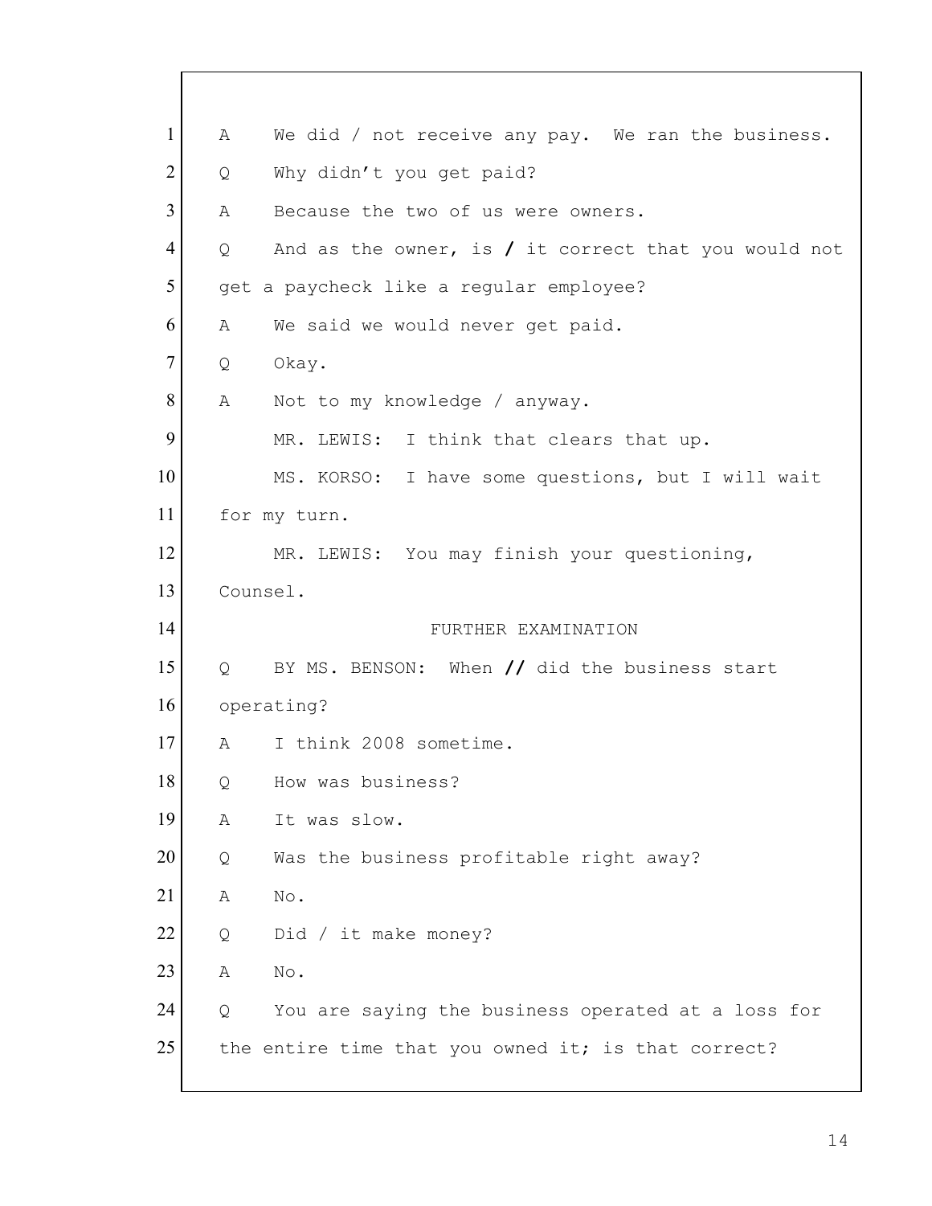1 A We did / not receive any pay. We ran the business.

2 Q Why didn't you get paid?

3 A Because the two of us were owners.

4 Q And as the owner, is / it correct that you would not

5 get a paycheck like a regular employee?

6 A We said we would never get paid.

7 Q Okay.

8 A Not to my knowledge / anyway.

9 MR. LEWIS: I think that clears that up.

10 MS. KORSO: I have some questions, but I will wait

11 for my turn.

12 MR. LEWIS: You may finish your questioning,

13 Counsel.

14 FURTHER EXAMINATION

15 Q BY MS. BENSON: When // did the business start

16 operating?

17 A I think 2008 sometime.

18 Q How was business?

19 A It was slow.

20 Q Was the business profitable right away?

21 A No.

22 Q Did / it make money?

23 A No.

24 Q You are saying the business operated at a loss for

25 the entire time that you owned it; is that correct?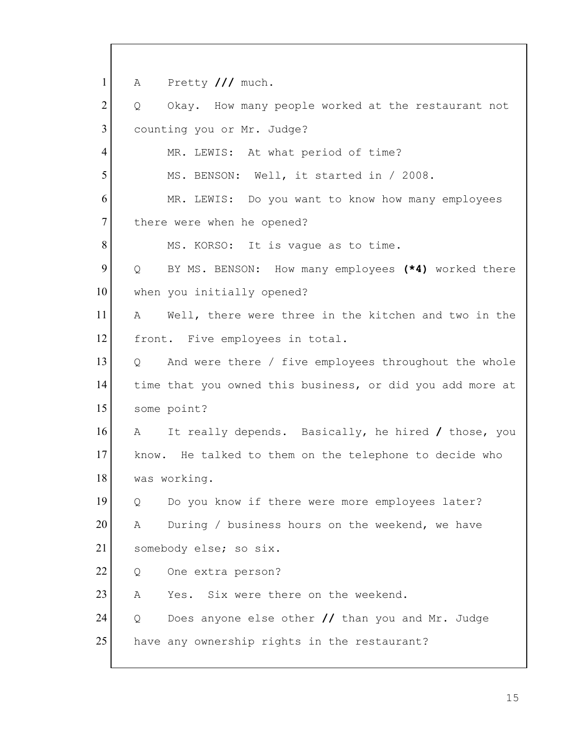1 A Pretty **///** much.

2 Q Okay. How many people worked at the restaurant not

3 counting you or Mr. Judge?

4 MR. LEWIS: At what period of time?

5 MS. BENSON: Well, it started in / 2008.

6 MR. LEWIS: Do you want to know how many employees

7 there were when he opened?

8 MS. KORSO: It is vague as to time.

9 Q BY MS. BENSON: How many employees **(*4)** worked there

10 when you initially opened?

11 A Well, there were three in the kitchen and two in the

12 front. Five employees in total.

13 Q And were there / five employees throughout the whole

14 time that you owned this business, or did you add more at

15 some point?

16 A It really depends. Basically, he hired **/** those, you

17 know. He talked to them on the telephone to decide who

18 was working.

19 Q Do you know if there were more employees later?

20 A During / business hours on the weekend, we have

21 somebody else; so six.

22 Q One extra person?

23 A Yes. Six were there on the weekend.

24 Q Does anyone else other **//** than you and Mr. Judge

25 have any ownership rights in the restaurant?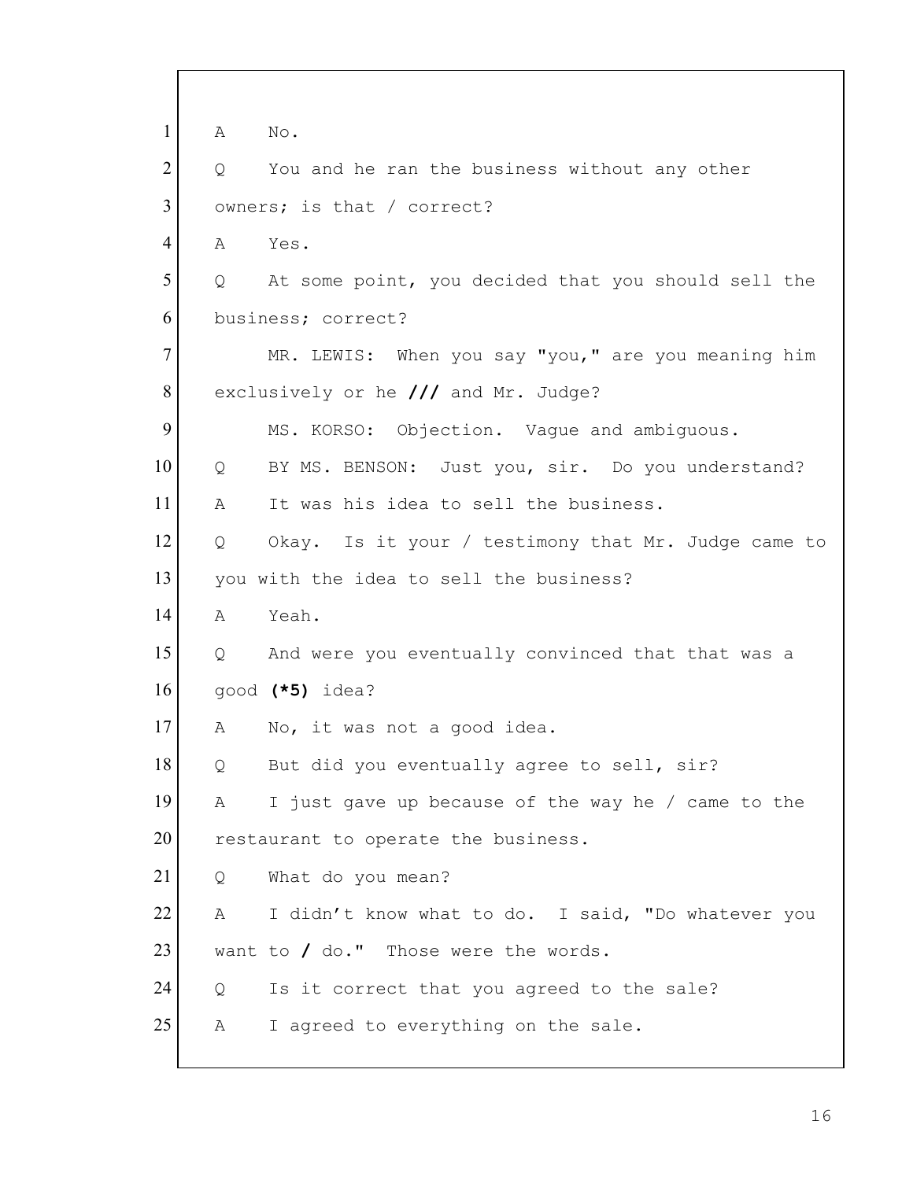1 A No.

2 Q You and he ran the business without any other

3 owners; is that / correct?

4 A Yes.

5 Q At some point, you decided that you should sell the

6 business; correct?

7 MR. LEWIS: When you say "you," are you meaning him

8 exclusively or he **///** and Mr. Judge?

9 MS. KORSO: Objection. Vague and ambiguous.

10 Q BY MS. BENSON: Just you, sir. Do you understand?

11 A It was his idea to sell the business.

12 Q Okay. Is it your / testimony that Mr. Judge came to

13 you with the idea to sell the business?

14 A Yeah.

15 Q And were you eventually convinced that that was a

16 good **(*5)** idea?

17 A No, it was not a good idea.

18 Q But did you eventually agree to sell, sir?

19 A I just gave up because of the way he / came to the

20 restaurant to operate the business.

21 Q What do you mean?

22 A I didn't know what to do. I said, "Do whatever you

23 want to **/** do." Those were the words.

24 Q Is it correct that you agreed to the sale?

25 A I agreed to everything on the sale.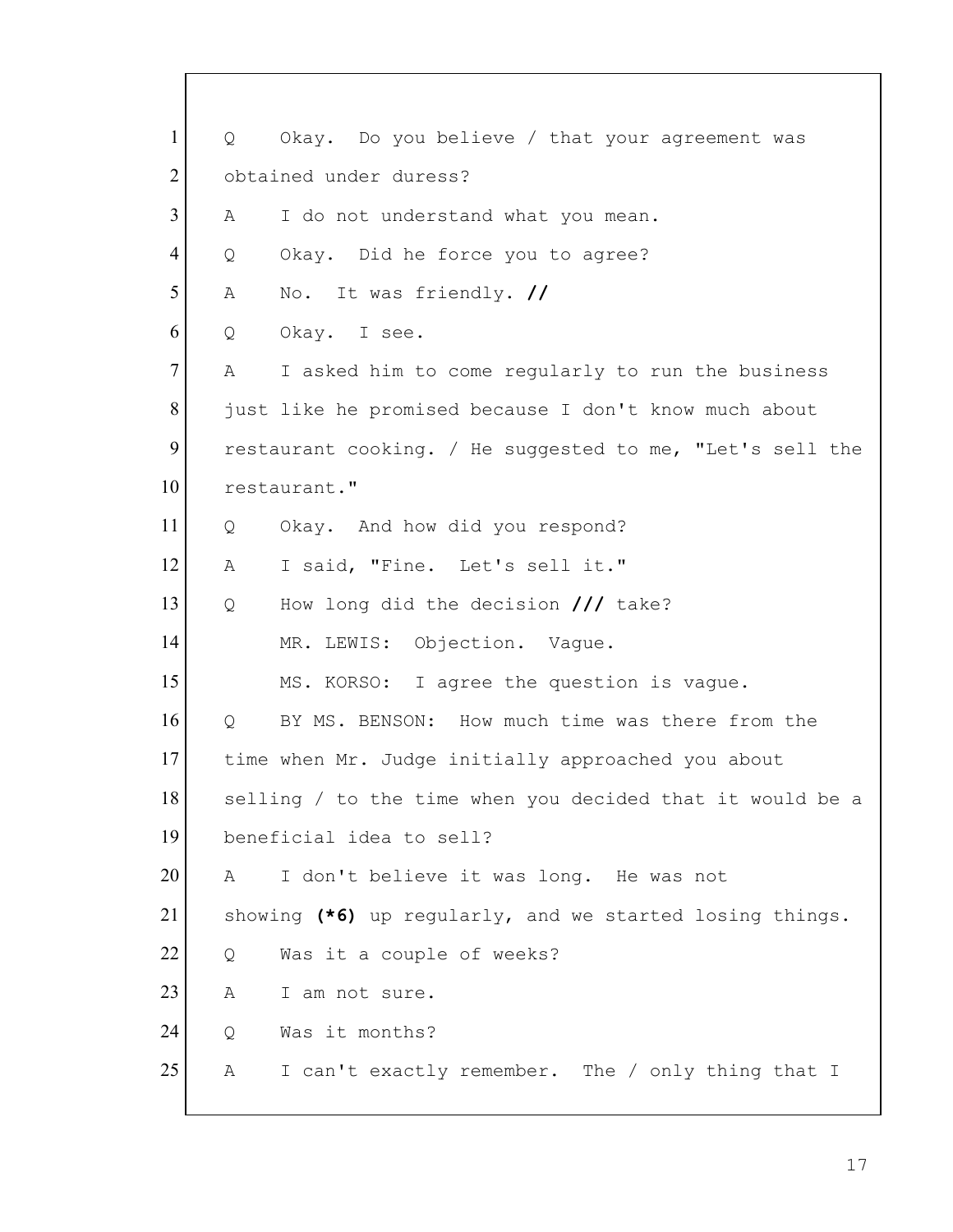1 Q Okay. Do you believe / that your agreement was
2 obtained under duress?
3 A I do not understand what you mean.
4 Q Okay. Did he force you to agree?
5 A No. It was friendly. **//**
6 Q Okay. I see.
7 A I asked him to come regularly to run the business
8 just like he promised because I don't know much about
9 restaurant cooking. / He suggested to me, "Let's sell the
10 restaurant."
11 Q Okay. And how did you respond?
12 A I said, "Fine. Let's sell it."
13 Q How long did the decision **///** take?
14 MR. LEWIS: Objection. Vague.
15 MS. KORSO: I agree the question is vague.
16 Q BY MS. BENSON: How much time was there from the
17 time when Mr. Judge initially approached you about
18 selling / to the time when you decided that it would be a
19 beneficial idea to sell?
20 A I don't believe it was long. He was not
21 showing **(*6)** up regularly, and we started losing things.
22 Q Was it a couple of weeks?
23 A I am not sure.
24 Q Was it months?
25 A I can't exactly remember. The / only thing that I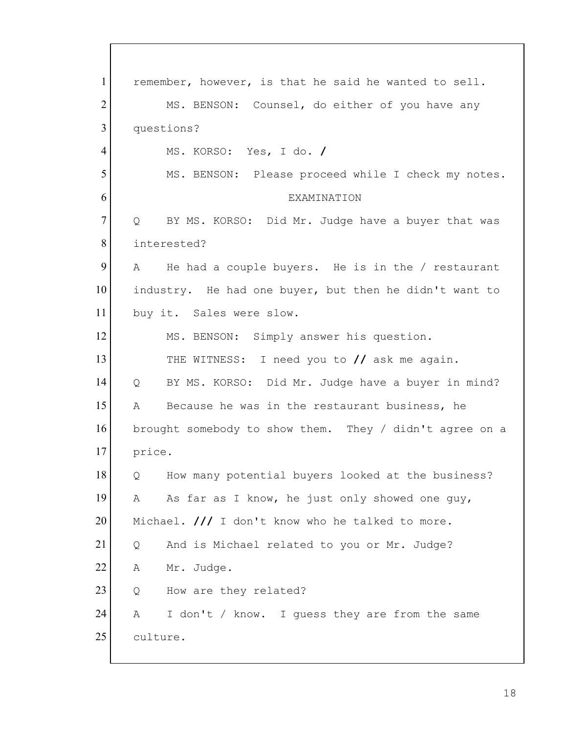1 remember, however, is that he said he wanted to sell.

2 MS. BENSON: Counsel, do either of you have any

3 questions?

4 MS. KORSO: Yes, I do. /

5 MS. BENSON: Please proceed while I check my notes.

6 EXAMINATION

7 Q BY MS. KORSO: Did Mr. Judge have a buyer that was

8 interested?

9 A He had a couple buyers. He is in the / restaurant

10 industry. He had one buyer, but then he didn't want to

11 buy it. Sales were slow.

12 MS. BENSON: Simply answer his question.

13 THE WITNESS: I need you to // ask me again.

14 Q BY MS. KORSO: Did Mr. Judge have a buyer in mind?

15 A Because he was in the restaurant business, he

16 brought somebody to show them. They / didn't agree on a

17 price.

18 Q How many potential buyers looked at the business?

19 A As far as I know, he just only showed one guy,

20 Michael. /// I don't know who he talked to more.

21 Q And is Michael related to you or Mr. Judge?

22 A Mr. Judge.

23 Q How are they related?

24 A I don't / know. I guess they are from the same

25 culture.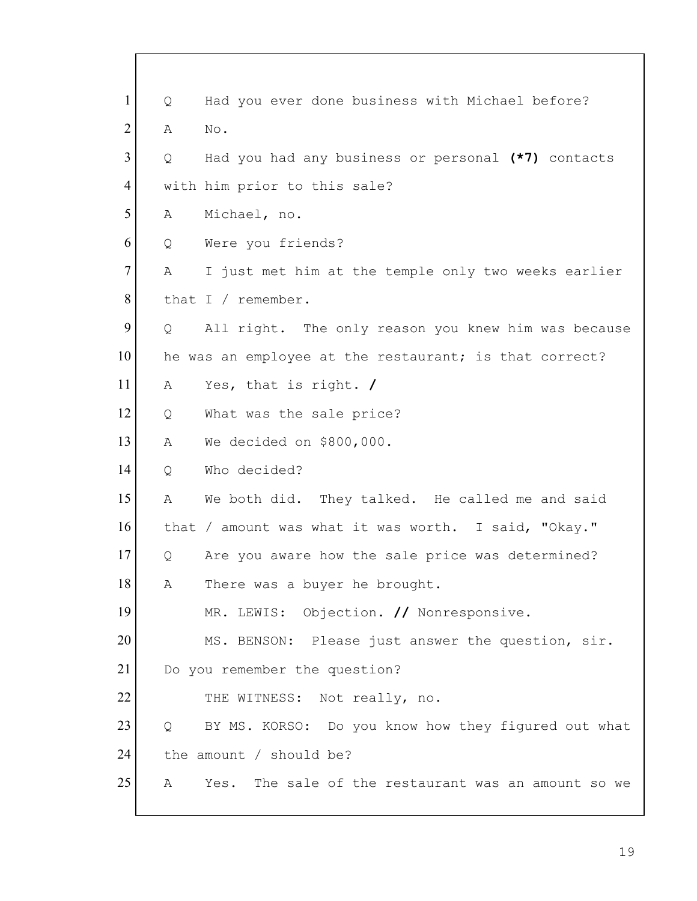1 Q Had you ever done business with Michael before?

2 A No.

3 Q Had you had any business or personal **(*7)** contacts

4 with him prior to this sale?

5 A Michael, no.

6 Q Were you friends?

7 A I just met him at the temple only two weeks earlier

8 that I / remember.

9 Q All right. The only reason you knew him was because

10 he was an employee at the restaurant; is that correct?

11 A Yes, that is right. **/**

12 Q What was the sale price?

13 A We decided on $800,000.

14 Q Who decided?

15 A We both did. They talked. He called me and said

16 that / amount was what it was worth. I said, "Okay."

17 Q Are you aware how the sale price was determined?

18 A There was a buyer he brought.

19 MR. LEWIS: Objection. **//** Nonresponsive.

20 MS. BENSON: Please just answer the question, sir.

21 Do you remember the question?

22 THE WITNESS: Not really, no.

23 Q BY MS. KORSO: Do you know how they figured out what

24 the amount / should be?

25 A Yes. The sale of the restaurant was an amount so we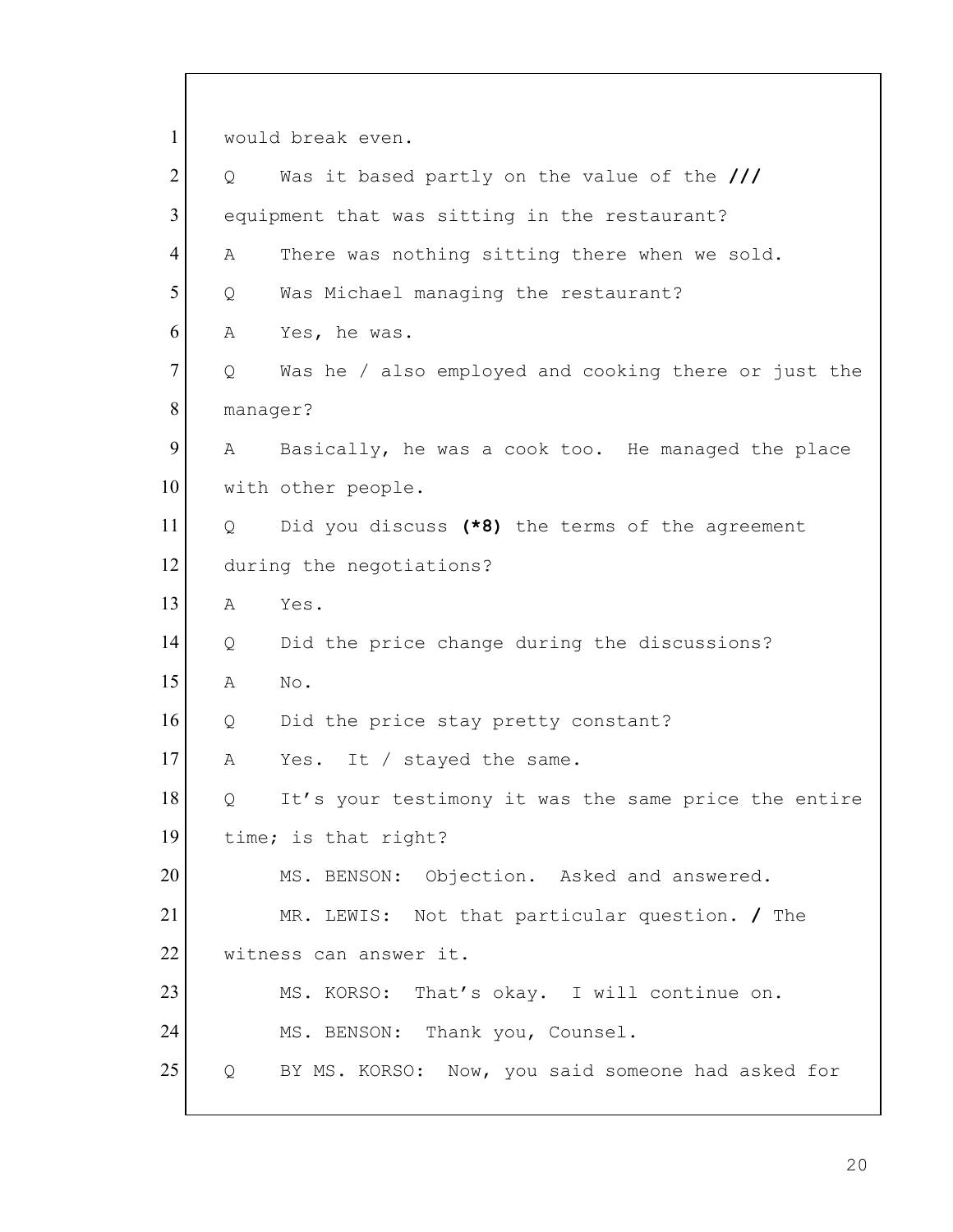1 would break even.

2 Q Was it based partly on the value of the **///**

3 equipment that was sitting in the restaurant?

4 A There was nothing sitting there when we sold.

5 Q Was Michael managing the restaurant?

6 A Yes, he was.

7 Q Was he / also employed and cooking there or just the

8 manager?

9 A Basically, he was a cook too. He managed the place

10 with other people.

11 Q Did you discuss **(*8)** the terms of the agreement

12 during the negotiations?

13 A Yes.

14 Q Did the price change during the discussions?

15 A No.

16 Q Did the price stay pretty constant?

17 A Yes. It / stayed the same.

18 Q It's your testimony it was the same price the entire

19 time; is that right?

20 MS. BENSON: Objection. Asked and answered.

21 MR. LEWIS: Not that particular question. **/** The

22 witness can answer it.

23 MS. KORSO: That's okay. I will continue on.

24 MS. BENSON: Thank you, Counsel.

25 Q BY MS. KORSO: Now, you said someone had asked for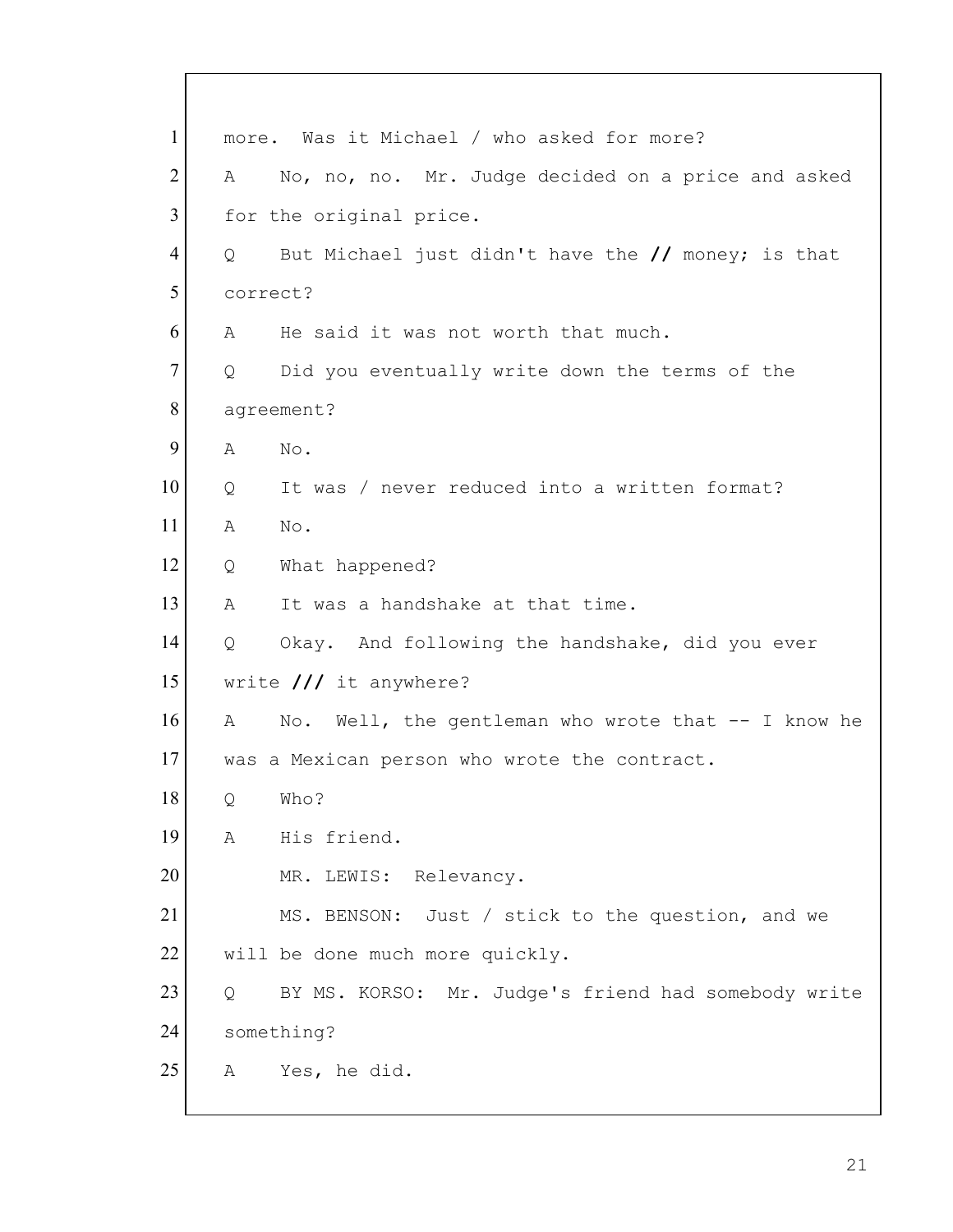1 more. Was it Michael / who asked for more?

2 A No, no, no. Mr. Judge decided on a price and asked

3 for the original price.

4 Q But Michael just didn't have the // money; is that

5 correct?

6 A He said it was not worth that much.

7 Q Did you eventually write down the terms of the

8 agreement?

9 A No.

10 Q It was / never reduced into a written format?

11 A No.

12 Q What happened?

13 A It was a handshake at that time.

14 Q Okay. And following the handshake, did you ever

15 write /// it anywhere?

16 A No. Well, the gentleman who wrote that -- I know he

17 was a Mexican person who wrote the contract.

18 Q Who?

19 A His friend.

20 MR. LEWIS: Relevancy.

21 MS. BENSON: Just / stick to the question, and we

22 will be done much more quickly.

23 Q BY MS. KORSO: Mr. Judge's friend had somebody write

24 something?

25 A Yes, he did.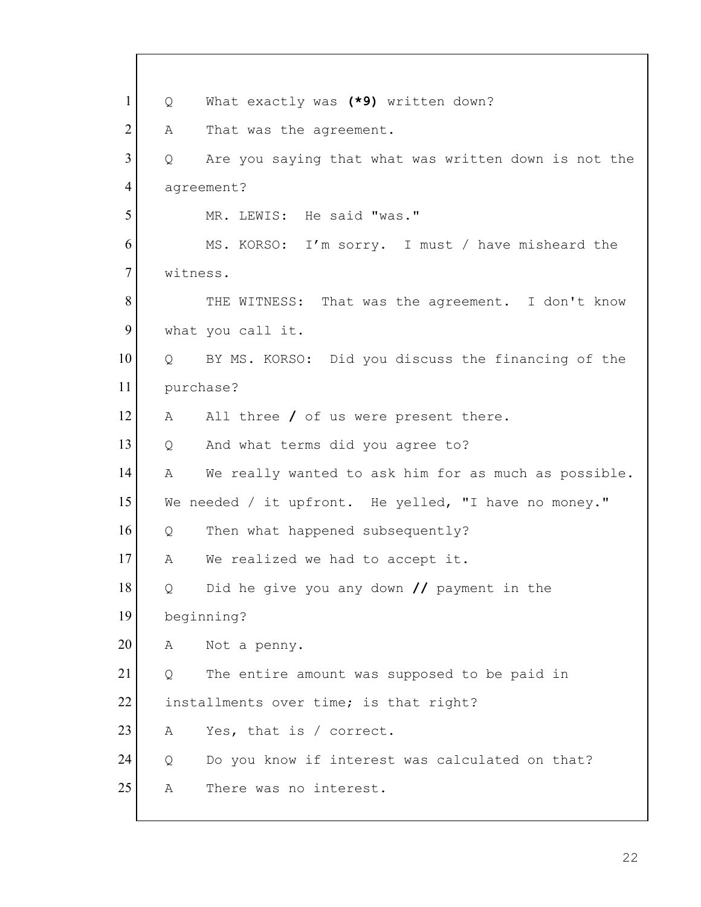1 Q What exactly was **(*9)** written down?

2 A That was the agreement.

3 Q Are you saying that what was written down is not the

4 agreement?

5 MR. LEWIS: He said "was."

6 MS. KORSO: I'm sorry. I must / have misheard the

7 witness.

8 THE WITNESS: That was the agreement. I don't know

9 what you call it.

10 Q BY MS. KORSO: Did you discuss the financing of the

11 purchase?

12 A All three **/** of us were present there.

13 Q And what terms did you agree to?

14 A We really wanted to ask him for as much as possible.

15 We needed / it upfront. He yelled, "I have no money."

16 Q Then what happened subsequently?

17 A We realized we had to accept it.

18 Q Did he give you any down **//** payment in the

19 beginning?

20 A Not a penny.

21 Q The entire amount was supposed to be paid in

22 installments over time; is that right?

23 A Yes, that is / correct.

24 Q Do you know if interest was calculated on that?

25 A There was no interest.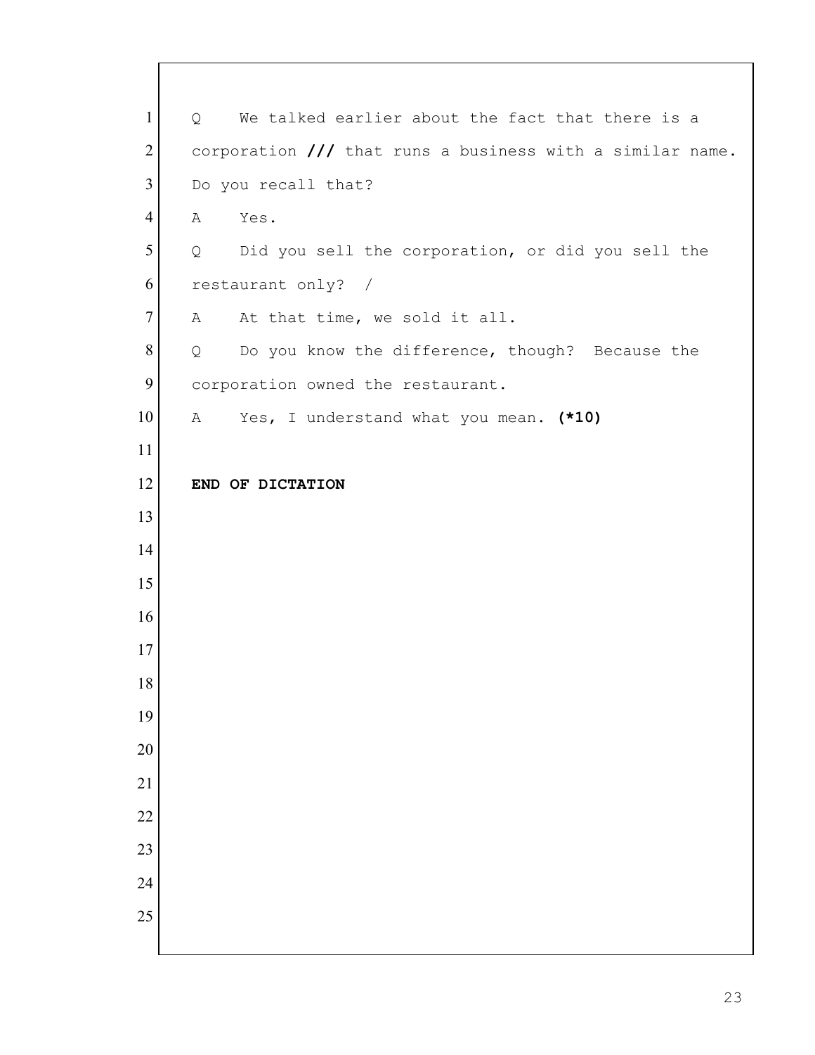Q We talked earlier about the fact that there is a corporation **///** that runs a business with a similar name. Do you recall that?

A Yes.

Q Did you sell the corporation, or did you sell the restaurant only? /

A At that time, we sold it all.

Q Do you know the difference, though? Because the corporation owned the restaurant.

A Yes, I understand what you mean. **(*10)**

**END OF DICTATION**